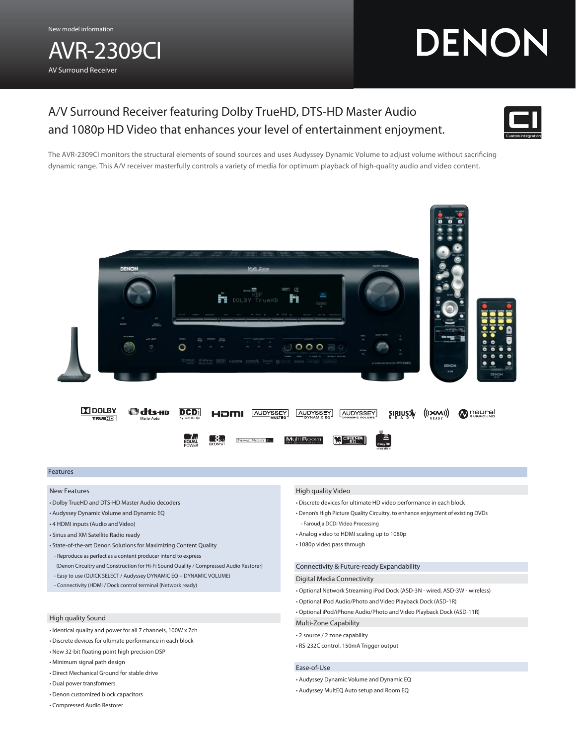New model information

# AVR-2309CI

AV Surround Receiver

DENON

## A/V Surround Receiver featuring Dolby TrueHD, DTS-HD Master Audio and 1080p HD Video that enhances your level of entertainment enjoyment.

The AVR-2309CI monitors the structural elements of sound sources and uses Audyssey Dynamic Volume to adjust volume without sacrificing dynamic range. This A/V receiver masterfully controls a variety of media for optimum playback of high-quality audio and video content.

## Features

### New Features

- Dolby TrueHD and DTS-HD Master Audio decoders
- Audyssey Dynamic Volume and Dynamic EQ
- 4 HDMI inputs (Audio and Video)
- Sirius and XM Satellite Radio ready
- State-of-the-art Denon Solutions for Maximizing Content Quality
  - Reproduce as perfect as a content producer intend to express (Denon Circuitry and Construction for Hi-Fi Sound Quality / Compressed Audio Restorer)
  - Easy to use (QUICK SELECT / Audyssey DYNAMIC EQ + DYNAMIC VOLUME)
  - Connectivity (HDMI / Dock control terminal (Network ready)

### High quality Sound

- Identical quality and power for all 7 channels, 100W x 7ch
- Discrete devices for ultimate performance in each block
- New 32-bit floating point high precision DSP
- Minimum signal path design
- Direct Mechanical Ground for stable drive
- Dual power transformers
- Denon customized block capacitors
- Compressed Audio Restorer

### High quality Video

- Discrete devices for ultimate HD video performance in each block
- Denon's High Picture Quality Circuitry, to enhance enjoyment of existing DVDs
  - Faroudja DCDi Video Processing
- Analog video to HDMI scaling up to 1080p
- 1080p video pass through

### Connectivity & Future-ready Expandability

#### Digital Media Connectivity

- Optional Network Streaming iPod Dock (ASD-3N - wired, ASD-3W - wireless)
- Optional iPod Audio/Photo and Video Playback Dock (ASD-1R)
- Optional iPod/iPhone Audio/Photo and Video Playback Dock (ASD-11R)

#### Multi-Zone Capability

- 2 source / 2 zone capability
- RS-232C control, 150mA Trigger output

### Ease-of-Use

- Audyssey Dynamic Volume and Dynamic EQ
- Audyssey MultEQ Auto setup and Room EQ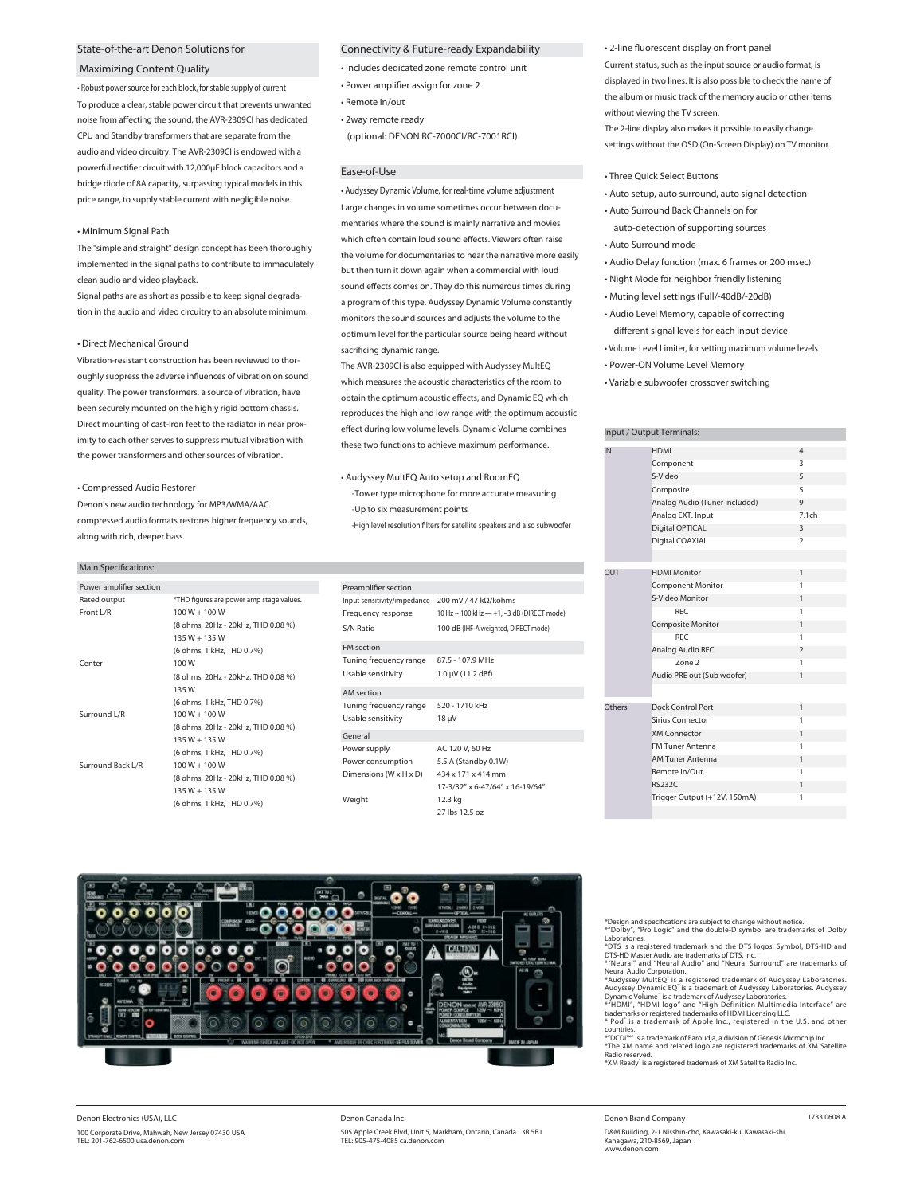## State-of-the-art Denon Solutions for Maximizing Content Quality

• Robust power source for each block, for stable supply of current

To produce a clear, stable power circuit that prevents unwanted noise from affecting the sound, the AVR-2309CI has dedicated CPU and Standby transformers that are separate from the audio and video circuitry. The AVR-2309CI is endowed with a powerful rectifier circuit with 12,000µF block capacitors and a bridge diode of 8A capacity, surpassing typical models in this price range, to supply stable current with negligible noise.

• Minimum Signal Path

The "simple and straight" design concept has been thoroughly implemented in the signal paths to contribute to immaculately clean audio and video playback.
Signal paths are as short as possible to keep signal degradation in the audio and video circuitry to an absolute minimum.

• Direct Mechanical Ground

Vibration-resistant construction has been reviewed to thoroughly suppress the adverse influences of vibration on sound quality. The power transformers, a source of vibration, have been securely mounted on the highly rigid bottom chassis. Direct mounting of cast-iron feet to the radiator in near proximity to each other serves to suppress mutual vibration with the power transformers and other sources of vibration.

• Compressed Audio Restorer

Denon's new audio technology for MP3/WMA/AAC compressed audio formats restores higher frequency sounds, along with rich, deeper bass.

## Connectivity & Future-ready Expandability

- Includes dedicated zone remote control unit
- Power amplifier assign for zone 2
- Remote in/out
- 2way remote ready
  (optional: DENON RC-7000CI/RC-7001RCI)

## Ease-of-Use

• Audyssey Dynamic Volume, for real-time volume adjustment

Large changes in volume sometimes occur between documentaries where the sound is mainly narrative and movies which often contain loud sound effects. Viewers often raise the volume for documentaries to hear the narrative more easily but then turn it down again when a commercial with loud sound effects comes on. They do this numerous times during a program of this type. Audyssey Dynamic Volume constantly monitors the sound sources and adjusts the volume to the optimum level for the particular source being heard without sacrificing dynamic range.
The AVR-2309CI is also equipped with Audyssey MultEQ which measures the acoustic characteristics of the room to obtain the optimum acoustic effects, and Dynamic EQ which reproduces the high and low range with the optimum acoustic effect during low volume levels. Dynamic Volume combines these two functions to achieve maximum performance.

• Audyssey MultEQ Auto setup and RoomEQ
  -Tower type microphone for more accurate measuring
  -Up to six measurement points
  -High level resolution filters for satellite speakers and also subwoofer

• 2-line fluorescent display on front panel

Current status, such as the input source or audio format, is displayed in two lines. It is also possible to check the name of the album or music track of the memory audio or other items without viewing the TV screen.
The 2-line display also makes it possible to easily change settings without the OSD (On-Screen Display) on TV monitor.

- Three Quick Select Buttons
- Auto setup, auto surround, auto signal detection
- Auto Surround Back Channels on for auto-detection of supporting sources
- Auto Surround mode
- Audio Delay function (max. 6 frames or 200 msec)
- Night Mode for neighbor friendly listening
- Muting level settings (Full/-40dB/-20dB)
- Audio Level Memory, capable of correcting different signal levels for each input device
- Volume Level Limiter, for setting maximum volume levels
- Power-ON Volume Level Memory
- Variable subwoofer crossover switching

## Main Specifications:

| Power amplifier section | |
|---|---|
| Rated output | *THD figures are power amp stage values. |
| Front L/R | 100 W + 100 W<br>(8 ohms, 20Hz - 20kHz, THD 0.08 %)<br>135 W + 135 W<br>(6 ohms, 1 kHz, THD 0.7%) |
| Center | 100 W<br>(8 ohms, 20Hz - 20kHz, THD 0.08 %)<br>135 W<br>(6 ohms, 1 kHz, THD 0.7%) |
| Surround L/R | 100 W + 100 W<br>(8 ohms, 20Hz - 20kHz, THD 0.08 %)<br>135 W + 135 W<br>(6 ohms, 1 kHz, THD 0.7%) |
| Surround Back L/R | 100 W + 100 W<br>(8 ohms, 20Hz - 20kHz, THD 0.08 %)<br>135 W + 135 W<br>(6 ohms, 1 kHz, THD 0.7%) |

| Preamplifier section | |
|---|---|
| Input sensitivity/impedance | 200 mV / 47 kΩ/kohms |
| Frequency response | 10 Hz ~ 100 kHz — +1, −3 dB (DIRECT mode) |
| S/N Ratio | 100 dB (IHF-A weighted, DIRECT mode) |
| **FM section** | |
| Tuning frequency range | 87.5 - 107.9 MHz |
| Usable sensitivity | 1.0 µV (11.2 dBf) |
| **AM section** | |
| Tuning frequency range | 520 - 1710 kHz |
| Usable sensitivity | 18 µV |
| **General** | |
| Power supply | AC 120 V, 60 Hz |
| Power consumption | 5.5 A (Standby 0.1W) |
| Dimensions (W x H x D) | 434 x 171 x 414 mm<br>17-3/32" x 6-47/64" x 16-19/64" |
| Weight | 12.3 kg<br>27 lbs 12.5 oz |

## Input / Output Terminals:

| | | |
|---|---|---|
| IN | HDMI | 4 |
| | Component | 3 |
| | S-Video | 5 |
| | Composite | 5 |
| | Analog Audio (Tuner included) | 9 |
| | Analog EXT. Input | 7.1ch |
| | Digital OPTICAL | 3 |
| | Digital COAXIAL | 2 |
| OUT | HDMI Monitor | 1 |
| | Component Monitor | 1 |
| | S-Video Monitor | 1 |
| | REC | 1 |
| | Composite Monitor | 1 |
| | REC | 1 |
| | Analog Audio REC | 2 |
| | Zone 2 | 1 |
| | Audio PRE out (Sub woofer) | 1 |
| Others | Dock Control Port | 1 |
| | Sirius Connector | 1 |
| | XM Connector | 1 |
| | FM Tuner Antenna | 1 |
| | AM Tuner Antenna | 1 |
| | Remote In/Out | 1 |
| | RS232C | 1 |
| | Trigger Output (+12V, 150mA) | 1 |

*Design and specifications are subject to change without notice.
*"Dolby", "Pro Logic" and the double-D symbol are trademarks of Dolby Laboratories.
*DTS is a registered trademark and the DTS logos, Symbol, DTS-HD and DTS-HD Master Audio are trademarks of DTS, Inc.
*"Neural" and "Neural Audio" and "Neural Surround" are trademarks of Neural Audio Corporation.
*Audyssey MultEQ® is a registered trademark of Audyssey Laboratories. Audyssey Dynamic EQ® is a trademark of Audyssey Laboratories. Audyssey Dynamic Volume™ is a trademark of Audyssey Laboratories.
*"HDMI", "HDMI logo" and "High-Definition Multimedia Interface" are trademarks or registered trademarks of HDMI Licensing LLC.
*iPod® is a trademark of Apple Inc., registered in the U.S. and other countries.
*"DCDi"™ is a trademark of Faroudja, a division of Genesis Microchip Inc.
*The XM name and related logo are registered trademarks of XM Satellite Radio reserved.
*XM Ready® is a registered trademark of XM Satellite Radio Inc.

Denon Electronics (USA), LLC
100 Corporate Drive, Mahwah, New Jersey 07430 USA
TEL: 201-762-6500 usa.denon.com

Denon Canada Inc.
505 Apple Creek Blvd, Unit 5, Markham, Ontario, Canada L3R 5B1
TEL: 905-475-4085 ca.denon.com

Denon Brand Company
D&M Building, 2-1 Nisshin-cho, Kawasaki-ku, Kawasaki-shi, Kanagawa, 210-8569, Japan
www.denon.com

1733 0608 A